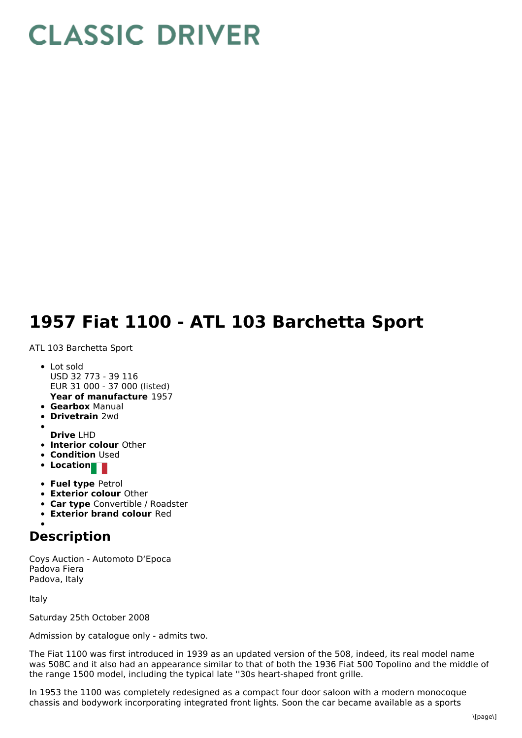# CLASSIC DRIVER

# 1957 Fiat 1100 - ATL 103 Barchetta Sport

ATL 103 Barchetta Sport

- Lot sold
  USD 32 773 - 39 116
  EUR 31 000 - 37 000 (listed)
  **Year of manufacture** 1957
- **Gearbox** Manual
- **Drivetrain** 2wd
- **Drive** LHD
- **Interior colour** Other
- **Condition** Used
- **Location**
- **Fuel type** Petrol
- **Exterior colour** Other
- **Car type** Convertible / Roadster
- **Exterior brand colour** Red

## Description

Coys Auction - Automoto D'Epoca
Padova Fiera
Padova, Italy

Italy

Saturday 25th October 2008

Admission by catalogue only - admits two.

The Fiat 1100 was first introduced in 1939 as an updated version of the 508, indeed, its real model name was 508C and it also had an appearance similar to that of both the 1936 Fiat 500 Topolino and the middle of the range 1500 model, including the typical late ''30s heart-shaped front grille.

In 1953 the 1100 was completely redesigned as a compact four door saloon with a modern monocoque chassis and bodywork incorporating integrated front lights. Soon the car became available as a sports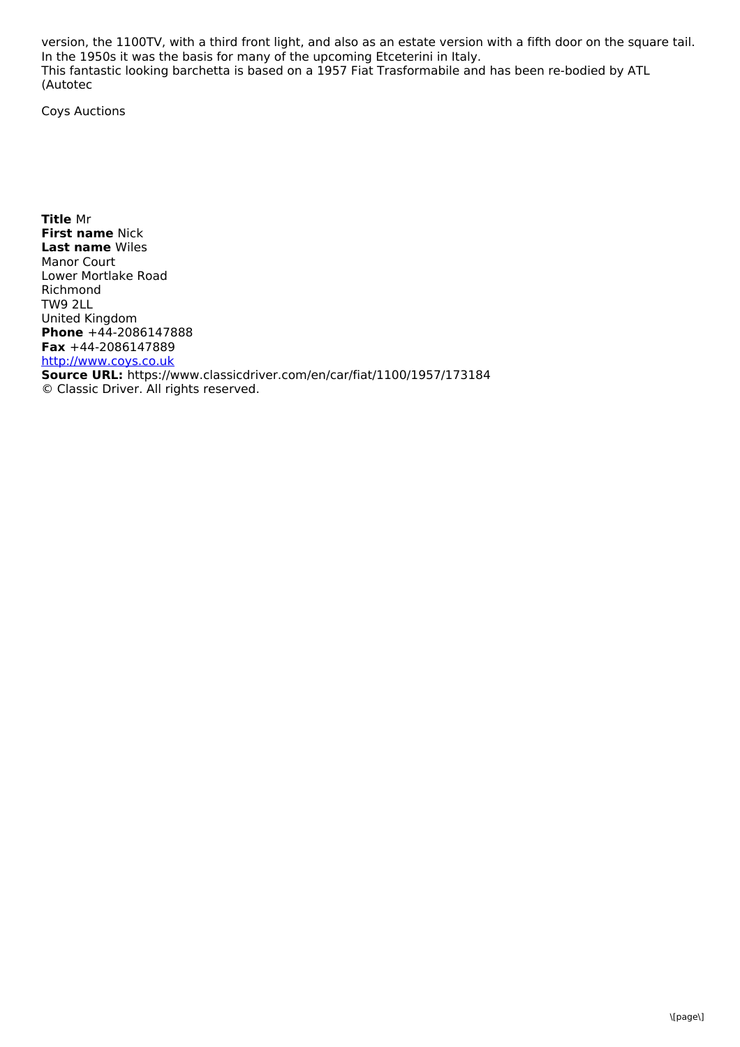version, the 1100TV, with a third front light, and also as an estate version with a fifth door on the square tail. In the 1950s it was the basis for many of the upcoming Etceterini in Italy.
This fantastic looking barchetta is based on a 1957 Fiat Trasformabile and has been re-bodied by ATL (Autotec

Coys Auctions

**Title** Mr
**First name** Nick
**Last name** Wiles
Manor Court
Lower Mortlake Road
Richmond
TW9 2LL
United Kingdom
**Phone** +44-2086147888
**Fax** +44-2086147889
[http://www.coys.co.uk](http://www.coys.co.uk)
**Source URL:** https://www.classicdriver.com/en/car/fiat/1100/1957/173184
© Classic Driver. All rights reserved.